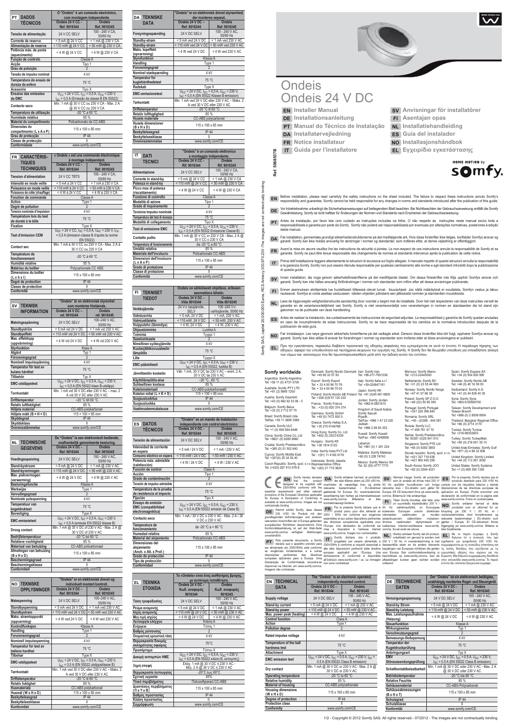# Ondeis
# Ondeis 24 V DC

- **EN** Installer Manual
- **DE** Installationsanleitung
- **PT** Manual do Técnico de Instalação
- **DA** Installatørvejledning
- **FR** Notice installateur
- **IT** Guida per l'installatore
- **SV** Anvisningar för installatörer
- **FI** Asentajan opas
- **NL** Installatiehandleiding
- **ES** Guía del instalador
- **NO** Installasjonshåndbok
- **EL** Εγχειρίδιο εγκατάστασης

HOME MOTION by somfy.

Ref. 5068537B

Somfy SAS, capital 20.000.000 Euros, RCS Annecy 303.970.230 - The images are not contractually binding.

**EN** Before installation, please read carefully the safety instructions on the sheet included. The failure to respect these instructions annuls Somfy's responsibility and guarantee. Somfy cannot be held responsible for any changes in norms and standards introduced after the publication of this guide.

**DE** Vor Inbetriebnahme unbedingt die Sicherheitsanweisungen auf beiliegendem Blatt beachten. Bei Nichtbeachten der Gebrauchsanweisung entfällt die Somfy Gewährleistung. Somfy ist nicht haftbar für Änderungen der Normen und Standards nach Erscheinen der Gebrauchsanweisung.

**PT** Antes da instalação, por favor leia com cuidado as instruções incluídas na folha. O não respeito às instruções neste manual exclui toda a responsabilidade e garantia por parte da Somfy. Somfy não poderá ser responsabilizada por eventuais por alterações normativas, posteriores à edição deste manual.

**DA** Før installation, gennemlæs grundigt sikkerhedsinstruktionerne på det medfølgende ark. Hvis disse forskrifter ikke følges, bortfalder Somfys ansvar og garanti. Somfy kan ikke holdes ansvarlig for ændringer i normer og standarder, som indføres efter, at denne vejledning er offentliggjort.

**FR** Avant la mise en œuvre veuillez lire les instructions de sécurité ci-jointes. Le non-respect de ces instructions annule la responsabilité de Somfy et sa garantie. Somfy ne peut être tenue responsable des changements de normes et standards intervenus après la publication de cette notice.

**IT** Prima dell'installazione leggere attentamente le istruzioni di sicurezza sul foglio allegato. Il mancato rispetto di queste istruzioni annulla la responsabilità e la garanzia Somfy. Somfy non può essere ritenuta responsabile per qualsiasi cambiamento alle norme e agli standard introdotti dopo la pubblicazione di questa guida.

**SV** Innan installation, läs noga genom säkerhetsföreskrifterna på det medföljande bladet. Om dessa föreskrifter inte följs upphör Somfys ansvar och garanti. Somfy kan inte hållas ansvarig förförändringar i normer och standarder som införs efter att dessa anvisningar publicerats.

**FI** Ennen asennuksen aloittamista lue huolellisesti liitteessä olevat turval- lisuusohjeet. Jos näitä määräyksiä ei noudateta, Somfyn vastuu ja takuu raukeavat. Somfya ei voida asettaa vastuuseen näiden ohjeiden julkistami-sen jälkeisistä normien ja standardien muutoksista.

**NL** Lees de bijgevoegde veiligheidsinstructie aandachtig door voordat u begint met de installatie. Door het niet respecteren van deze instructies vervalt de garantie en de verantwoordelijkheid van Somfy. Somfy is niet verantwoordelijk voor veranderingen in normen en standaarden die tot stand zijn gekomen na de publicatie van deze handleiding.

**ES** Antes de realizar la instalación, lea cuidadosamente las instrucciones de seguridad adjuntas. La responsabilidad y garantía de Somfy quedan anuladas en caso de incumplimiento de estas instrucciones. Somfy no se hace responsable de los cambios en la normativa introducidos después de la publicación de esta guía.

**NO** Før installasjon. Les nøye gjennom sikkerhets forskriftene på det vedlagte arket. Dersom disse forskrifter ikke blir fulgt, opphører Somfys ansvar og garanti. Somfy kan ikke stilles til ansvar for forandringer i normer og standarder som innføres etter at disse anvisningene er publisert.

**EL** Πριν την εγκατάσταση, παρακαλώ διαβάστε προσεκτικά της οδηγίες ασφαλείας που εμπεριέχονται σε αυτό το έντυπο. Η παράλειψη τήρησης των οδηγιών, αναιρεί την υπευθυνότητα και ταυτόχρονα ακυρώνει την εγγύηση της Somfy. Η Somfy δεν θα θεωρηθεί υπεύθυνη για οποιαδήποτε αλλαγή των νόμων και κανονισμών που θα πραγματοποιηθούν μετά από την έκδοση αυτού του εντύπου.

## PT DADOS TÉCNICOS

| | O "Ondeis" é um comando electrónico, com montagem independente. | |
|---|---|---|
| | Ondeis 24 V CC - Ref. 9016344 | Ondeis Ref. 9016345 |
| Tensão de alimentação | 24 V CC SELV | 100 - 240 V CA, 50/60 Hz |
| Corrente de reserva | < 5 mA @ 24 V CC | < 1 mA @ 230 V CA |
| Alimentação de reserva | < 110 mW @ 24 V CC | < 50 mW @ 230 V CA |
| Potência máx. de ponta (aquecimento) | < 4 W @ 24 V CC | < 4 W @ 230 V CA |
| Função de controlo | Classe A | |
| Acção | Tipo 1 | |
| Grau de poluição | 2 | |
| Tensão de impulso nominal | 4 kV | |
| Temperatura do ensaio de dureza da esfera | 75 °C | |
| Acessório | Tipo X | |
| Ensaios das emissões da EMC | $U_{DC}$ = 24 V CC, $I_{DC}$ = 0,5 A, $U_{AC}$ = 230 V, $I_{AC}$ = 0,5 A (Emissão de classe B EN 55022) | |
| Contacto seco | Mín. 1 mA @ 30 V CC ou 230 V CA - Máx. 2 A @ 30 V CC ou 230 V CA | |
| Temperatura de utilização | -20 °C a 60 °C | |
| Humidade relativa | 85 % | |
| Material do compartimento | Policarbonato de CC-ABS | |
| Dimensões do compartimento ( L x A x P) | 115 x 100 x 85 mm | |
| Grau de protecção | IP 44 | |
| Classe de protecção | II | |
| Conformidade | www.somfy.com/CE | |

## FR CARACTÉRISTIQUES TECHNIQUES

| | « Ondeis » est une commande électronique à montage indépendant. | |
|---|---|---|
| | Ondeis 24 V CC - Réf. 9016344 | Ondeis Réf. 9016345 |
| Tension d'alimentation | 24 V CC TBTS | 100 - 240 V CA, 50/60 Hz |
| Intensité en mode veille | < 5 mA à 24 V CC | < 1 mA à 230 V CA |
| Puissance en mode veille | < 110 mW à 24 V CC | < 50 mW à 230 V CA |
| Puissance de crête (chauffage) | < 4 W à 24 V CC | < 4 W à 230 V CA |
| Fonction de commande | Classe A | |
| Action | Type 1 | |
| Degré de pollution | 2 | |
| Tension nominale d'impulsion | 4 kV | |
| Température lors du test de dureté à la bille | 75 °C | |
| Fixation | Type X | |
| Test d'émission CEM | $U_{DC}$ = 24 V CC, $I_{DC}$ = 0,5 A, $U_{AC}$ = 230 V, $I_{AC}$ = 0,5 A (émission classe B d'après la norme EN 55022) | |
| Contact sec | Min. 1 mA à 30 V CC ou 230 V CA - Max. 2 A à 30 V CC ou 230 V CA | |
| Température de fonctionnement | -20 °C à 60 °C | |
| Humidité relative | 85 % | |
| Matériau du boîtier | Polycarbonate CC ABS | |
| Dimensions du boîtier (L x h x l) | 115 x 100 x 85 mm | |
| Degré de protection | IP 44 | |
| Classe de protection | II | |
| Conformité | www.somfy.com/CE | |

## SV TEKNISK INFORMATION

| | "Ondeis" är en elektronisk styrenhet som monteras fristående. | |
|---|---|---|
| | Ondeis 24 V DC – ref. 9016344 | Ondeis ref. 9016345 |
| Matningsspänning | 24 V DC SELV | 100–240 V AC, 50/60 Hz |
| Standbyström | < 5 mA vid 24 V DC | < 1 mA vid 230 V AC |
| Standbyeffekt | < 110 mW vid 24 V DC | < 50 mW vid 230 V AC |
| Max. effekttopp (uppvärmning) | < 4 W vid 24 V DC | < 4 W vid 230 V AC |
| Styrfunktion | Klass A | |
| Atgärd | Typ 1 | |
| Föroreningsgrad | 2 | |
| Nominell impulsspänning | 4 kV | |
| Temperatur för test av kulans hårdhet | 75 °C | |
| Tillbehör | Typ X | |
| EMC-utsläppstest | $U_{DC}$ = 24 V DC, $I_{DC}$ = 0,5 A, $U_{AC}$ = 230 V, $I_{AC}$ = 0,5 A (EN 55022 klass B-utsläpp) | |
| Torrkontakt | Min. 1 mA vid 30 V DC eller 230 V AC – max. 2 A vid 30 V DC eller 230 V AC | |
| Drifttemperatur | −20 °C till 60 °C | |
| Relativ luftfuktighet | 85 % | |
| Höljets material | CC-ABS-polykarbonat | |
| Höljets mått ( B × H × D) | 115 × 100 × 85 mm | |
| Skyddsgrad | IP 44 | |
| Skyddsklass | II | |
| Överensstämmelse | www.somfy.com/CE | |

## NL TECHNISCHE GEGEVENS

| | De "Ondeis" is een elektronisch bediende, onafhankelijk gemonteerde besturing. | |
|---|---|---|
| | Ondeis 24 V DC - Ref. 9016344 | Ondeis Ref. 9016345 |
| Voedingsspanning | 24 V DC SELV | 100 - 240 V AC, 50/60 Hz |
| Stand-bystroom | < 5 mA @ 24 V DC | < 1 mA @ 230 V AC |
| Stand-byvermogen | < 110 mW @ 24 V DC | < 50 mW @ 230 V AC |
| Max. piekvermogen (verwarming) | < 4 W @ 24 V DC | < 4 W @ 230 V AC |
| Besturingsfunctie | Klasse A | |
| Werkwijze | Type 1 | |
| Vervuilingsgraad | 2 | |
| Nominale pulsspanning | 4 kV | |
| Temperatuur van kogeldrukttest | 75 °C | |
| Bevestiging | Type X | |
| EMC-emissietest | $U_{DC}$ = 24 V DC, $I_{DC}$ = 0,5 A, $U_{AC}$ = 230 V, $I_{AC}$ = 0,5 A (emissie EN 55022 klasse B) | |
| Droog contact | Min. 1 mA @ 30 V DC of 230 V AC - Max. 2 A @ 30 V DC of 230 V AC | |
| Bedrijfstemperatuur | -20 °C tot 60 °C | |
| Relatieve vochtigheid | 85 % | |
| Materiaal van behuizing | CC-ABS polycarbonaat | |
| Afmetingen van behuizing (B x H x D) | 115 x 100 x 85 mm | |
| Beschermingsgraad | IP 44 | |
| Beschermingsklasse | II | |
| Conformiteit | www.somfy.com/CE | |

## NO TEKNISKE OPPLYSNINGER

| | "Ondeis" er en elektronisk drevet og individuelt montert kontroll. | |
|---|---|---|
| | Ondeis 24 V DC - Ref. 9016344 | Ondeis Ref. 9016345 |
| Matespenning | 24 V DC SELV | 100–240 V AC, 50/60 Hz |
| Standbyspenning | < 5 mA ved 24 V DC | < 1 mA ved 230 V AC |
| Standbystrøm | < 110 mW ved 24 V DC | < 50 mW ved 230 V AC |
| Maks. strømtoppunkt (oppvarming) | < 4 W ved 24 V DC | < 4 W ved 230 V AC |
| Kontrollfunksjon | Klasse A | |
| Handling | Type 1 | |
| Forurensningsgrad | 2 | |
| Nominell impulsspenning | 4 kV | |
| Temperatur for test av ballens hardhet | 75 °C | |
| Tilbehør | Type X | |
| EMC-utslippstest | $U_{DC}$ = 24 V DC, $I_{DC}$ = 0,5 A, $U_{AC}$ = 230 V, $I_{AC}$ = 0,5 A (EN 55022 utslippsklasse B) | |
| Tørrkontakt | Min. 1 mA ved 30 V DC eller 230 V AC - Maks. 2 A ved 30 V DC eller 230 V AC | |
| Driftstemperatur | -20 °C til 60 °C | |
| Relativ fuktighet | 85 % | |
| Husmateriale | CC-ABS polykarbonat | |
| Husmål ( W x H x D) | 115 x 100 x 85 mm | |
| Beskyttelsesgrad | IP 44 | |
| Beskyttelsesklasse | II | |
| Konformitet | www.somfy.com/CE | |

## DA TEKNISKE DATA

| | "Ondeis" er en elektronisk drevet styreenhed, der monteres separat. | |
|---|---|---|
| | Ondeis 24 V DC – Ref. 9016344 | Ondeis Ref. 9016345 |
| Forsyningsspænding | 24 V DC SELV | 100 - 240 V AC, 50/60 Hz |
| Standby-strøm | < 5 mA ved 24 V DC | < 1 mA ved 230 V AC |
| Standby-effekt | < 110 mW ved 24 V DC | < 50 mW ved 230 V AC |
| Maks. topeffekt (opvarmning) | < 4 W ved 24 V DC | < 4 W ved 230 V AC |
| Styrefunktion | Klasse A | |
| Handling | Type 1 | |
| Forureningsgrad | 2 | |
| Nominel stødspænding | 4 kV | |
| Temperatur for kuglehårdhedstest | 75 °C | |
| Redskab | Type X | |
| EMC-emissionstest | $U_{DC}$ = 24 V DC, $I_{DC}$ = 0,5 A, $U_{AC}$ = 230 V, $I_{AC}$ = 0,5 A (EN 55022 Klasse B-emission) | |
| Tørkontakt | Min. 1 mA ved 30 V DC eller 230 V AC - Maks. 2 A ved 30 V DC eller 230 V AC | |
| Driftstemperatur | -20 °C til 60 °C | |
| Relativ luftfugtighed | 85 % | |
| Husets materiale | CC-ABS polycarbonat | |
| Husets dimensioner (B x H x D) | 115 x 100 x 85 mm | |
| Beskyttelsesgrad | IP 44 | |
| Beskyttelsesklasse | II | |
| Overensstemmelse | www.somfy.com/CE | |

## IT DATI TECNICI

| | "Ondeis" è un comando elettronico a montaggio indipendente. | |
|---|---|---|
| | Ondeis 24 V CC - Rif. 9016344 | Ondeis Rif. 9016345 |
| Alimentazione | 24 V CC SELV | 100 - 240 V CA, 50/60 Hz |
| Corrente in stand-by | < 5 mA @ 24 V CC | < 1 mA @ 230 V CA |
| Potenza in stand-by | < 110 mW @ 24 V CC | < 50 mW @ 230 V CA |
| Picco max di potenza (riscaldamento) | < 4 W @ 24 V CC | < 4 W @ 230 V CA |
| Funzione di controllo | Classe A | |
| Modalità di azione | Tipo 1 | |
| Grado di inquinamento | 2 | |
| Tensione impulso nominale | 4 kV | |
| Temperatura del test di durezza | 75 °C | |
| Modalità di collegamento | Tipo X | |
| Test di emissione EMC | $U_{DC}$ = 24 V CC, $I_{DC}$ = 0,5 A, $U_{CA}$ = 230 V, $I_{CA}$ = 0,5 A (EN 55022 Emissione Classe B) | |
| Contatto pulito | Min. 1 mA @ 30 V CC o 230 V CA - Max. 2 A @ 30 V CC o 230 V CA | |
| Temperatura di funzionamento | da -20 °C a 60 °C | |
| Umidità relativa | 85 % | |
| Materiale dell'involucro | Policarbonato CC-ABS | |
| Dimensioni dell'involucro (L x A x P) | 115 x 100 x 85 mm | |
| Grado di protezione | IP 44 | |
| Classe di protezione | II | |
| Conformità | www.somfy.com/CE | |

## FI TEKNISET TIEDOT

| | Ondeis on sähköisesti ohjattava, erikseen asennettava laite. | |
|---|---|---|
| | Ondeis 24 V DC – Viite 9016344 | Ondeis Viite 9016345 |
| Verkkojännite | 24 V:n tasajännite, SELV | 100–240 V:n vaihtojännite, 50/60 Hz |
| Valmiusvirta | < 5 mA, 24 V DC | < 1 mA, 230 V AC |
| Valmiustilateho | < 110 mW, 24 V DC | < 50 mW, 230 V AC |
| Huipputeho (lämmitys) | < 4 W, 24 V DC | < 4 W, 230 V AC |
| Ohjaustoiminto | Luokka A | |
| Toiminta | Tyyppi 1 | |
| Saastumisaste | 2 | |
| Nimellinen syöksyjännite | 4 kV | |
| Kuulanjälkikovuustestin lämpötila | 75 °C | |
| Liite | Tyyppi X | |
| EMC-päästötesti | $U_{DC}$ = 24 V DC, $I_{DC}$ = 0,5 A, $U_{AC}$ = 230 V, $I_{AC}$ = 0,5 A (EN 55022, luokka B) | |
| Jännitteetön kosketin | Väh. 1 mA, 30 V DC tai 230 V AC – enint. 2 A, 30 V DC tai 230 V AC | |
| Käyttölämpötila-alue | –20 °C...60 °C | |
| Suhteellinen kosteus | 85 % | |
| Kotelomateriaali | CC-ABS-polykarbonaatti | |
| Kotelon mitat ( L × K × S) | 115 × 100 × 85 mm | |
| Suojausluokitus | IP 44 | |
| Suojausluokka | II | |
| Vaatimustenmukaisuus | www.somfy.com/CE | |

## ES DATOS TÉCNICOS

| | "Ondeis" es un mando de instalación independiente con control electrónico. | |
|---|---|---|
| | Ondeis 24 V DC - Ref. 9016344 | Ondeis Ref. 9016345 |
| Tensión de alimentación | 24 V DC SELV | 100 - 240 V AC, 50/60 Hz |
| Intensidad de corriente en espera | < 5 mA / 24 V DC | < 1 mA / 230 V AC |
| Consumo eléctrico en espera | < 110 mW / 24 V DC | < 50 mW / 230 V AC |
| Potencia máx. admisible (calefacción) | < 4 W / 24 V DC | < 4 W / 230 V AC |
| Función de control | Clase A | |
| Acción | Tipo 1 | |
| Grado de contaminación | 2 | |
| Tensión de impulso admisible | 4 kV | |
| Temperatura de la prueba de resistencia al impacto | 75 °C | |
| Fijación | Tipo X | |
| Ensayo de emisión EMC (compatibilidad electromagnética) | $U_{DC}$ = 24 V DC, $I_{DC}$ = 0,5 A, $U_{AC}$ = 230 V, $I_{AC}$ = 0,5 A (EN 55022 emisión de Clase B) | |
| Contacto seco | Mín. 1 mA / 30 V DC o 230 V AC - Máx. 2 A / 30 V DC o 230 V AC | |
| Temperatura de funcionamiento | de -20 °C a + 60 °C | |
| Humedad relativa | 85 % | |
| Material del alojamiento | Policarbonato CC-ABS | |
| Dimensiones del alojamiento (Anch. x Alt. x Prof.) | 115 x 100 x 85 mm | |
| Grado de protección | IP 44 | |
| Tipo de protección | II | |
| Conformidad | www.somfy.com/CE | |

## EL ΤΕΧΝΙΚΑ ΣΤΟΙΧΕΙΑ

| | Το «Ondeis» είναι όνος αισθητήρας βροχής, με αυτόνομη τοποθέτηση. | |
|---|---|---|
| | Ondeis 24 V DC - Κωδ. αναφοράς 9016344 | Ondeis Κωδ. αναφοράς 9016345 |
| Τάση τροφοδοσίας | 24 V DC SELV | 100 - 240 V AC, 50/60 Hz |
| Ρεύμα αναμονής | < 5 mA @ 24 V DC | < 1 mA @ 230 V AC |
| Ισχύς αναμονής | < 110 mW @ 24 V DC | < 50 mW @ 230 V AC |
| Μεγ. τιμή ισχύος | < 4 W @ 24 V DC | < 4 W @ 230 V AC |
| Λειτουργία ελέγχου | Κλάση A | |
| Ενέργεια | Τύπος 1 | |
| Βαθμός ρύπανσης | 2 | |
| Ονομαστική κρουστική τάση | 4 kV | |
| Θερμοκρασία δοκιμής σκληρότητας σφαίρας | 75 °C | |
| Προσάρτημα | Τύπου X | |
| Δοκιμή εκπομπών ΗΜΣ | $U_{DC}$ = 24 V DC, $I_{DC}$ = 0,5 A, $U_{AC}$ = 230 V, $I_{AC}$ = 0,5 A (EN 55022 κλάση B, εκπομπές) | |
| Ξηρή επαφή | Ελάχ. 1 mA @ 30 V DC ή 230 V AC - Μέγ. 2 A @ 30 V DC ή 230 V AC | |
| Θερμοκρασία λειτουργίας | -20°C έως 60°C | |
| Σχετική υγρασία | 85 % | |
| Υλικό περιβλήματος | Πολυανθρακικό CC-ABS | |
| Διαστάσεις περιβλήματος (Π x Υ x Β) | 115 x 100 x 85 mm | |
| Βαθμός προστασίας | IP 44 | |
| Κλάση προστασίας | II | |
| Συμμόρφωση | www.somfy.com/CE | |

## Somfy worldwide

Argentina: Somfy Argentina Tel: +55 11 (0) 4737-3700
Australia: Somfy PTY LTD Tel: +61 (2) 8845 7200
Austria: Somfy GesmbH Tel: +43 (0) 662 62 53 08 - 0
Belgium: Somfy Belux Tel: +32 (0) 2 712 07 70
Brasil: Somfy Brasil Ltda Tel/fax: +55 11 3695 3585
Canada: Somfy ULC Tel: +1 (0) 905 564 6446
China: Somfy China Co. Ltd Tel: +8621 (0) 6280 9660
Croatia: Somfy Predstavništvo Tel: +385 (0) 51 502 640
Cyprus: Somfy Middle East Tel: +357(0) 25 34 55 40
Czech Republic: Somfy, spol. s r.o. Tel: (+420) 267 913 076-8
Denmark: Somfy Nordic Danmark Tel: +45 65 32 57 93
Export: Somfy Export Tel: + 33 4 50 96 70 76 Tel: + 33 4 50 96 75 53
Finland: Somfy Nordic AB Finland Tel: +358 (0)9 57 130 230
France : Somfy France Tel. : +33 (0) 820 374 374
Germany: Somfy GmbH Tel: +49 (0) 7472 930 0
Greece: Somfy Hellas S.A. Tel: +30 210 6146768
Hong Kong: Somfy Co. Ltd Tel: +852 (0) 2523 6339
Hungary : Somfy Kft Tel: +36 1814 5120
India: Somfy India PVT Ltd Tel : +(91) 11 4165 9176
Indonesia: Somfy Jakarta Representative Office Tel: +(62) 21 719 3620
Iran: Somfy Iran Tel: +98-217-7951036
Italy: Somfy Italia s.r.l Tel: +39-024847181
Japan: Somfy KK Tel: +81 (0)45 481 6800
Jordan: Somfy Jordan Tel: +962-6-5821615
Kingdom of Saudi Arabia: Somfy Saoudi Riyadh : Tel/Fax: +966 1 47 23 020 Jeddah : Tel: +966 2 69 83 353
Kuwait: Somfy Kuwait Tel/Fax: +965 4348906
Lebanon: Tel: +961 (0) 1 391 224
Malaisia: Somfy Malaysia +60 (0) 3 228 74743
Mexico: Somfy Mexico SA Tel: 52 (55) 4777 7770
Morocco: Somfy Maroc Tel: +212-22443500
Netherlands: Somfy BV Tel: +31 (0) 23 55 44 900
Norway: Somfy Nordic Norge Tel: +47 41 57 66 39
Poland: Somfy SP Z.O.O. Tel: +48 (22) 50 95 300
Portugal: Somfy Portugal Tel. +351 229 396 840
Romania: Somfy SRL Tel.: +40 - (0)368 - 444 081
Russia: Somfy LLC. Tel: +7 495 781 47 72
Serbia: Somfy Predstavništvo Tel: 00381 (0)25 841 510
Singapore: Somfy PTE Ltd Tel: +65 (0) 6383 3855
Slovak republic: Somfy, spol. s r.o. Tel: +421 337 718 638 Tel: +421 905 455 259
South Korea: Somfy JOO Tel: +82 (0) 2594 4331
Spain: Somfy Espana SA Tel: +34 (0) 934 800 900
Sweden: Somfy Nordic AB Tel: +46 (0) 40 16 59 00
Switzerland: Somfy A.G. Tel: +41 (0) 44 838 40 30
Syria: Somfy Syria Tel: +963-9-55580700
Taïwan: Somfy Development and Taiwan Branch Tel: +886 (0) 2 8509 8934
Thailand: Bangkok Regional Office Tel: +66 (0) 2714 3170
Tunisia: Somfy Tunisia Tel: +216-98303603
Turkey: Somfy TurkeyMah. Tel: +90 (0) 216 651 30 15
United Arab Emirates: Somfy Gulf Tel: +971 (0) 4 88 32 808
United Kingdom: Somfy Limited Tel: +44 (0) 113 391 3030
United States: Somfy Systems Tel: +1 (0) 609 395 1300

**EN** Somfy hereby declares that the product designed to be supplied with 230V/50Hz conforms with the essential requirements and other relevant provisions of the European Directives applicable for Europe. A Declaration of Conformity is available at www.somfy.com/ce. Images are not contractually binding.

**DE** Hiermit erklärt Somfy, dass dieses Produkt mit den 230 V/50 Hz grundlegenden Anforderungen und anderen relevanten Vorschriften der in Europa geltenden europäischen Richtlinien übereinstimmt. Eine Konformitätserklärung ist auf der Web-Seite www.somfy.com/ce verfügbar. Abbildungen unverbindlich.

**PT** Pelo presente documento, a Somfy declara que o aparelho previsto para ser alimentado em 230V/50Hz está conforme as exigências fundamentais e a outras disposições pertinentes das directivas europeias aplicáveis para a Europa. Uma Declaração de Conformidade encontra-se disponível na Internet, em www.somfy.com/ce. Imagens não contratuais.

**DA** Somfy erklærer hermed, at produktet, der skal tilføres strøm på 230 V/50 Hz, overholder de væsentlige krav og andre relevante bestemmelser i EU-direktiver gældende for Europa. En overensstemmelseserklæring kan hentes på internetadressen www.somfy.com/ce. Billederne er ikke kontraktmæssigt bindende.

**FR** Par la présente Somfy déclare que le produit prévu pour être alimenté en 230V / 50Hz est conforme aux exigences essentielles et aux autres dispositions pertinentes des directives européennes applicables pour l'Europe. Une déclaration de conformité est mise à disposition à l'adresse internet www.somfy.com/ce. Images non contractuelles.

**IT** Somfy dichiara che il prodotto progettato per essere alimentato a 230V/50Hz è conforme ai requisiti essenziali e alle altre disposizioni pertinenti delle direttive europee applicabili per l'Europa. Una dichiarazione di conformità è disponibile all'indirizzo www.somfy.com / ce. Le immagini non sono contrattuali.

**SV** Härmed intygar Somfy att produkten som är avsedd att drivas med 230 V/ 50 Hz uppfyller huvudkraven och övriga relevanta krav i EU-direktiv som gäller för Europa. Ett CE-dokument finns på www.somfy.com/ce. Bilderna är inte avtalsenliga.

**FI** Täten Somfy ilmoittaa, että laite, joka on suunniteltu käytettäväksi 230 V / 50 Hz -sähkönsyötöllä, on Eurooppaa koskevien Euroopan unionin direktiivien oleellisten vaatimusten ja muiden asiaankuuluvien säännösten mukainen. Vaatimustenmukaisuusvakuutus on saatavilla osoitteessa www.somfy.com/ce. Kuvat eivät ole sitovia.

**NL** Hierbij verklaart Somfy dat dit product, ontwikkeld om gevoed te worden met 230 V / 50 Hz, in overeenstemming is met de essentiële eisen en de andere relevante bepalingen van Europese richtlijnen die gelden voor Europa. Een Conformiteitsverklaring is beschikbaar op www.somfy.com/ce. Aan de afbeeldingen kunnen geen rechten worden ontleend.

**ES** Por la presente, Somfy declara que el producto diseñado para 230 V/50 Hz cumple con los requisitos básicos y demás disposiciones de las directivas europeas de aplicación en Europa. Podrá encontrar una declaración de conformidad en la página web www.somfy.com/ce. Fotos no contractuales.

**NO** Somfy erklærer herved at dette produktet som er utformet for en forsyning på 230 V / 50 Hz, er i overensstemmelse med hovedkravene og relevante bestemmelser i EU-direktiv som gjelder i Europa. Et CE-dokument finnes tilgjengelig på www.somfy.com/ce. Bildene er ikke forpliktende.

**EL** Με το παρόν έγγραφο, η Somfy δηλώνει ότι η συσκευή, που έχει σχεδιαστεί για τροφοδοσία 230 V/50 Hz, συμμορφώνεται με τις ουσιώδεις απαιτήσεις και τις λοιπές διατάξεις που σχετίζονται με τις ευρωπαϊκές οδηγίες που ισχύουν για την Ευρώπη. Μια δήλωση συμμόρφωσης διατίθεται στην ιστοσελίδα www.somfy.com/ce. Το παρόν έντυπο δεν αποτελεί δεσμευτικό έγγραφο.

## EN TECHNICAL DATA

| | The "Ondeis" is an electronic operated, independently mounted control. | |
|---|---|---|
| | Ondeis 24 V DC - Ref. 9016344 | Ondeis Ref. 9016345 |
| Supply voltage | 24 V DC SELV | 100 - 240 V AC, 50/60 Hz |
| Stand-by current | < 5 mA @ 24 V DC | < 1 mA @ 230 V AC |
| Stand-by power | < 110 mW @ 24 V DC | < 50 mW @ 230 V AC |
| Max. power peak (heating) | < 4 W @ 24 V DC | < 4 W @ 230 V AC |
| Control function | Class A | |
| Action | Type 1 | |
| Pollution degree | 2 | |
| Rated impulse voltage | 4 kV | |
| Temperature of the ball hardness test | 75 °C | |
| Attachment | Type X | |
| EMC emission test | $U_{DC}$ = 24 V DC, $I_{DC}$ = 0,5 A, $U_{AC}$ = 230 V, $I_{AC}$ = 0,5 A (EN 55022 Class B emission) | |
| Dry contact | Min. 1 mA @ 30 V DC or 230 V AC - Max. 2 A @ 30 V DC or 230 V AC | |
| Operating temperature | -20 °C to 60 °C | |
| Relative humidity | 85 % | |
| Material of housing | CC-ABS polycarbonate | |
| Housing dimensions (W x H x D) | 115 x 100 x 85 mm | |
| Degree of protection | IP 44 | |
| Protection class | II | |
| Conformity | www.somfy.com/CE | |

## DE TECHNISCHE DATEN

| | Der "Ondeis" ist ein elektronisch betätigtes, unabhängig montiertes Regel- und Steuergerät. | |
|---|---|---|
| | Ondeis 24 V DC - Ref. 9016344 | Ondeis Ref. 9016345 |
| Versorgungsspannung | 24 V DC SELV | 100 - 240 V AC, 50/60 Hz |
| Stand-by Strom | < 5 mA @ 24 V DC | < 1 mA @ 230 V AC |
| Stand-by Leistung | < 110 mW @ 24 V DC | < 50 mW @ 230 V AC |
| Max. Leistungsaufnahme (Heizung) | < 4 W @ 24 V DC | < 4 W @ 230 V AC |
| Steuerfunktion | Klasse A | |
| Wirkungsweise | Typ 1 | |
| Verschmutzungsgrad | 2 | |
| Bemessungs-Stoßspannung | 4 kV | |
| Temperatur der Kugeldruckprüfung | 75 °C | |
| Anbringungsart | Typ X | |
| EMV Störaussendungsprüfung | $U_{DC}$ = 24 V DC, $I_{DC}$ = 0,5 A, $U_{AC}$ = 230 V, $I_{AC}$ = 0,5 A (EN 55022 Class B emission) | |
| Schaltkontaktbelastbarkeit | Min. 1 mA @ 30 V DC oder 230 V AC - Max. 2 A @ 30 V DC oder 230 V AC | |
| Betriebstemperatur | -20 °C bis 60 °C | |
| Relative Feuchte | 85 % | |
| Gehäusematerial | CC-ABS-Polycarbonat | |
| Gehäuseabmessungen (B x H x T) | 115 x 100 x 85 mm | |
| Schutzgrad | IP 44 | |
| Schutzklasse | II | |
| Konformität | www.somfy.com/CE | |

Copyright © 2012 Somfy SAS. All rights reserved.- 07/2012 - The images are not contractually binding.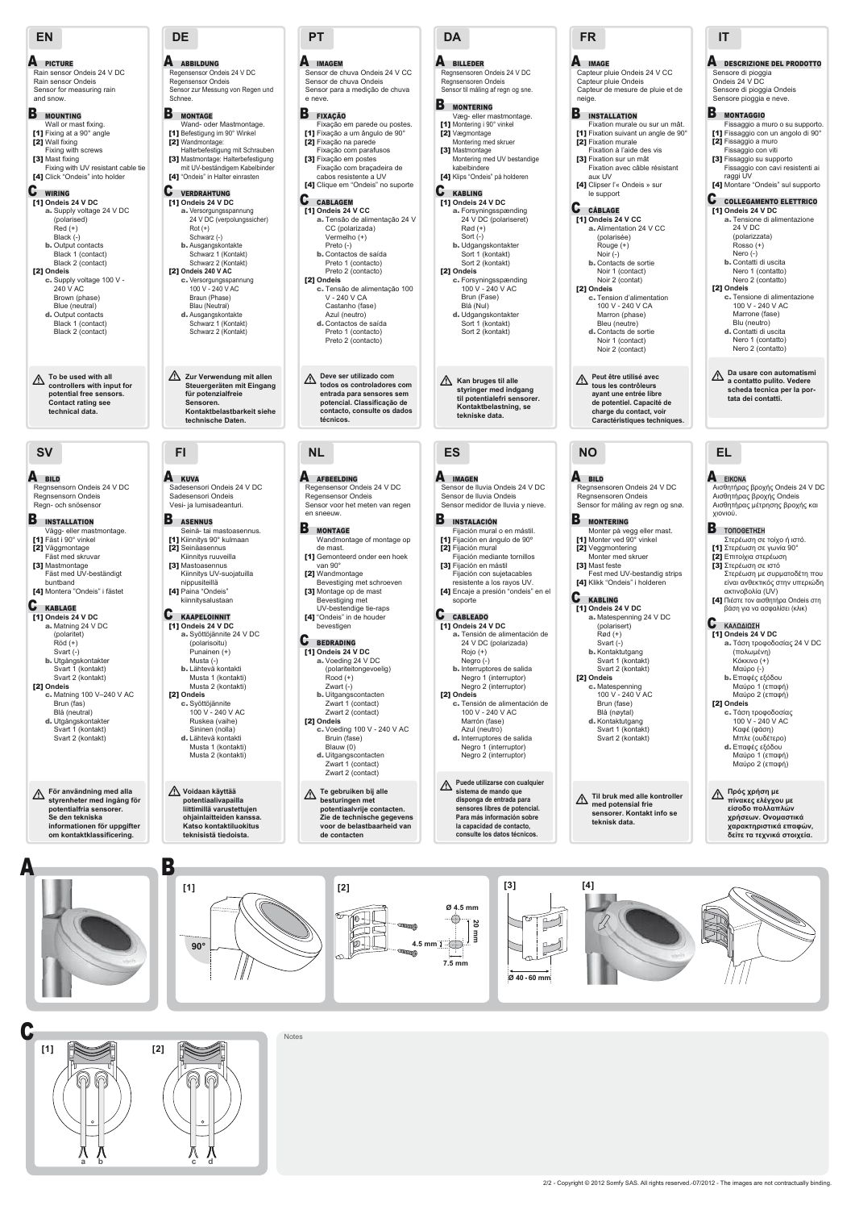## EN

### A PICTURE

Rain sensor Ondeis 24 V DC
Rain sensor Ondeis
Sensor for measuring rain and snow.

### B MOUNTING

Wall or mast fixing.
[1] Fixing at a 90° angle
[2] Wall fixing
Fixing with screws
[3] Mast fixing
Fixing with UV resistant cable tie
[4] Click "Ondeis" into holder

### C WIRING

[1] Ondeis 24 V DC
a. Supply voltage 24 V DC (polarised)
Red (+)
Black (-)
b. Output contacts
Black 1 (contact)
Black 2 (contact)
[2] Ondeis
c. Supply voltage 100 V - 240 V AC
Brown (phase)
Blue (neutral)
d. Output contacts
Black 1 (contact)
Black 2 (contact)

⚠ **To be used with all controllers with input for potential free sensors. Contact rating see technical data.**

## DE

### A ABBILDUNG

Regensensor Ondeis 24 V DC
Regensensor Ondeis
Sensor zur Messung von Regen und Schnee.

### B MONTAGE

Wand- oder Mastmontage.
[1] Befestigung im 90° Winkel
[2] Wandmontage:
Halterbefestigung mit Schrauben
[3] Mastmontage: Halterbefestigung mit UV-beständigem Kabelbinder
[4] "Ondeis" in Halter einrasten

### C VERDRAHTUNG

[1] Ondeis 24 V DC
a. Versorgungsspannung 24 V DC (verpolungssicher)
Rot (+)
Schwarz (-)
b. Ausgangskontakte
Schwarz 1 (Kontakt)
Schwarz 2 (Kontakt)
[2] Ondeis 240 V AC
c. Versorgungsspannung 100 V - 240 V AC
Braun (Phase)
Blau (Neutral)
d. Ausgangskontakte
Schwarz 1 (Kontakt)
Schwarz 2 (Kontakt)

⚠ **Zur Verwendung mit allen Steuergeräten mit Eingang für potenzialfreie Sensoren. Kontaktbelastbarkeit siehe technische Daten.**

## PT

### A IMAGEM

Sensor de chuva Ondeis 24 V CC
Sensor de chuva Ondeis
Sensor para a medição de chuva e neve.

### B FIXAÇÃO

Fixação em parede ou postes.
[1] Fixação a um ângulo de 90°
[2] Fixação na parede
Fixação com parafusos
[3] Fixação em postes
Fixação com braçadeira de cabos resistente a UV
[4] Clique em "Ondeis" no suporte

### C CABLAGEM

[1] Ondeis 24 V CC
a. Tensão de alimentação 24 V CC (polarizada)
Vermelho (+)
Preto (-)
b. Contactos de saída
Preto 1 (contacto)
Preto 2 (contacto)
[2] Ondeis
c. Tensão de alimentação 100 V - 240 V CA
Castanho (fase)
Azul (neutro)
d. Contactos de saída
Preto 1 (contacto)
Preto 2 (contacto)

⚠ **Deve ser utilizado com todos os controladores com entrada para sensores sem potencial. Classificação de contacto, consulte os dados técnicos.**

## DA

### A BILLEDER

Regnsensoren Ondeis 24 V DC
Regnsensoren Ondeis
Sensor til måling af regn og sne.

### B MONTERING

Væg- eller mastmontage.
[1] Montering i 90° vinkel
[2] Vægmontage
Montering med skruer
[3] Mastmontage
Montering med UV bestandige kabelbindere
[4] Klips "Ondeis" på holderen

### C KABLING

[1] Ondeis 24 V DC
a. Forsyningsspænding 24 V DC (polariseret)
Rød (+)
Sort (-)
b. Udgangskontakter
Sort 1 (kontakt)
Sort 2 (kontakt)
[2] Ondeis
c. Forsyningsspænding 100 V - 240 V AC
Brun (Fase)
Blå (Nul)
d. Udgangskontakter
Sort 1 (kontakt)
Sort 2 (kontakt)

⚠ **Kan bruges til alle styringer med indgang til potentialefri sensorer. Kontaktbelastning, se tekniske data.**

## FR

### A IMAGE

Capteur pluie Ondeis 24 V DC
Capteur pluie Ondeis
Capteur de mesure de pluie et de neige.

### B INSTALLATION

Fixation murale ou sur un mât.
[1] Fixation suivant un angle de 90°
[2] Fixation murale
Fixation à l'aide des vis
[3] Fixation sur un mât
Fixation avec câble résistant aux UV
[4] Clipser l'« Ondeis » sur le support

### C CÂBLAGE

[1] Ondeis 24 V CC
a. Alimentation 24 V CC (polarisée)
Rouge (+)
Noir (-)
b. Contacts de sortie
Noir 1 (contact)
Noir 2 (contat)
[2] Ondeis
c. Tension d'alimentation 100 V - 240 V CA
Marron (phase)
Bleu (neutre)
d. Contacts de sortie
Noir 1 (contact)
Noir 2 (contact)

⚠ **Peut être utilisé avec tous les contrôleurs ayant une entrée libre de potentiel. Capacité de charge du contact, voir Caractéristiques techniques.**

## IT

### A DESCRIZIONE DEL PRODOTTO

Sensore di pioggia Ondeis 24 V DC
Sensore di pioggia Ondeis
Sensore pioggia e neve.

### B MONTAGGIO

Fissaggio a muro o su supporto.
[1] Fissaggio con un angolo di 90°
[2] Fissaggio a muro
Fissaggio con viti
[3] Fissaggio su supporto
Fissaggio con cavi resistenti ai raggi UV
[4] Montare "Ondeis" sul supporto

### C COLLEGAMENTO ELETTRICO

[1] Ondeis 24 V DC
a. Tensione di alimentazione 24 V DC (polarizzata)
Rosso (+)
Nero (-)
b. Contatti di uscita
Nero 1 (contatto)
Nero 2 (contatto)
[2] Ondeis
c. Tensione di alimentazione 100 V - 240 V AC
Marrone (fase)
Blu (neutro)
d. Contatti di uscita
Nero 1 (contatto)
Nero 2 (contatto)

⚠ **Da usare con automatismi a contatto pulito. Vedere scheda tecnica per la portata dei contatti.**

## SV

### A BILD

Regnsensorn Ondeis 24 V DC
Regnsensorn Ondeis
Regn- och snösensor

### B INSTALLATION

Vägg- eller mastmontage.
[1] Fäst i 90° vinkel
[2] Väggmontage
Fäst med skruvar
[3] Mastmontage
Fäst med UV-beständigt buntband
[4] Montera "Ondeis" i fästet

### C KABLAGE

[1] Ondeis 24 V DC
a. Matning 24 V DC (polaritet)
Röd (+)
Svart (-)
b. Utgångskontakter
Svart 1 (kontakt)
Svart 2 (kontakt)
[2] Ondeis
c. Matning 100 V–240 V AC
Brun (fas)
Blå (neutral)
d. Utgångskontakter
Svart 1 (kontakt)
Svart 2 (kontakt)

⚠ **För användning med alla styrenheter med ingång för potentialfria sensorer. Se den tekniska informationen för uppgifter om kontaktklassificering.**

## FI

### A KUVA

Sadesensori Ondeis 24 V DC
Sadesensori Ondeis
Vesi- ja lumisadeanturi.

### B ASENNUS

Seinä- tai mastoasennus.
[1] Kiinnitys 90° kulmaan
[2] Seinäasennus
Kiinnitys ruuveilla
[3] Mastoasennus
Kiinnitys UV-suojatuilla nippusiteillä
[4] Paina "Ondeis" kiinnityssalustaan

### C KAAPELOINNIT

[1] Ondeis 24 V DC
a. Syöttöjännite 24 V DC (polarisoitu)
Punainen (+)
Musta (-)
b. Lähtevä kontakti
Musta 1 (kontakti)
Musta 2 (kontakti)
[2] Ondeis
c. Syöttöjännite 100 V - 240 V AC
Ruskea (vaihe)
Sininen (nolla)
d. Lähtevä kontakti
Musta 1 (kontakti)
Musta 2 (kontakti)

⚠ **Voidaan käyttää potentiaalivapailla liittimillä varustettujen ohjainlaitteiden kanssa. Katso kontaktiluokitus teknisistä tiedoista.**

## NL

### A AFBEELDING

Regensensor Ondeis 24 V DC
Regensensor Ondeis
Sensor voor het meten van regen en sneeuw.

### B MONTAGE

Wandmontage of montage op de mast.
[1] Gemonteerd onder een hoek van 90°
[2] Wandmontage
Bevestiging met schroeven
[3] Montage op de mast
Bevestiging met UV-bestendige tie-raps
[4] "Ondeis" in de houder bevestigen

### C BEDRADING

[1] Ondeis 24 V DC
a. Voeding 24 V DC (polariteitongevoelig)
Rood (+)
Zwart (-)
b. Uitgangscontacten
Zwart 1 (contact)
Zwart 2 (contact)
[2] Ondeis
c. Voeding 100 V - 240 V AC
Bruin (fase)
Blauw (0)
d. Uitgangscontacten
Zwart 1 (contact)
Zwart 2 (contact)

⚠ **Te gebruiken bij alle besturingen met potentiaalvrije contacten. Zie de technische gegevens voor de belastbaarheid van de contacten**

## ES

### A IMAGEN

Sensor de lluvia Ondeis 24 V DC
Sensor de lluvia Ondeis
Sensor medidor de lluvia y nieve.

### B INSTALACIÓN

Fijación mural o en mástil.
[1] Fijación en ángulo de 90°
[2] Fijación mural
Fijación mediante tornillos
[3] Fijación en mástil
Fijación con sujetacables resistente a los rayos UV.
[4] Encaje a presión "ondeis" en el soporte

### C CABLEADO

[1] Ondeis 24 V DC
a. Tensión de alimentación de 24 V DC (polarizada)
Rojo (+)
Negro (-)
b. Interruptores de salida
Negro 1 (interruptor)
Negro 2 (interruptor)
[2] Ondeis
c. Tensión de alimentación de 100 V - 240 V AC
Marrón (fase)
Azul (neutro)
d. Interruptores de salida
Negro 1 (interruptor)
Negro 2 (interruptor)

⚠ **Puede utilizarse con cualquier sistema de mando que disponga de entrada para sensores libres de potencial. Para más información sobre la capacidad de contacto, consulte los datos técnicos.**

## NO

### A BILD

Regnsensoren Ondeis 24 V DC
Regnsensoren Ondeis
Sensor for måling av regn og snø.

### B MONTERING

Monter på vegg eller mast.
[1] Monter ved 90° vinkel
[2] Veggmontering
Monter med skruer
[3] Mast feste
Fest med UV-bestandig strips
[4] Klikk "Ondeis" i holderen

### C KABLING

[1] Ondeis 24 V DC
a. Matespenning 24 V DC (polarisert)
Rød (+)
Svart (-)
b. Kontaktutgang
Svart 1 (kontakt)
Svart 2 (kontakt)
[2] Ondeis
c. Matespenning 100 V - 240 V AC
Brun (fase)
Blå (nøytral)
d. Kontaktutgang
Svart 1 (kontakt)
Svart 2 (kontakt)

⚠ **Til bruk med alle kontroller med potensial frie sensorer. Kontakt info se teknisk data.**

## EL

### A ΕΙΚΟΝΑ

Αισθητήρας βροχής Ondeis 24 V DC
Αισθητήρας βροχής Ondeis
Αισθητήρας μέτρησης βροχής και χιονιού.

### B ΤΟΠΟΘΕΤΗΣΗ

Στερέωση σε τοίχο ή ιστό.
[1] Στερέωση σε γωνία 90°
[2] Επιτοίχια στερέωση
[3] Στερέωση σε ιστό
Στερέωση με συρματοδέτη που είναι ανθεκτικός στην υπεριώδη ακτινοβολία (UV)
[4] Πιέστε τον αισθητήρα Ondeis στη βάση για να ασφαλίσει (κλικ)

### C ΚΑΛΩΔΙΩΣΗ

[1] Ondeis 24 V DC
a. Τάση τροφοδοσίας 24 V DC (πολωμένη)
Κόκκινο (+)
Μαύρο (-)
b. Επαφές εξόδου
Μαύρο 1 (επαφή)
Μαύρο 2 (επαφή)
[2] Ondeis
c. Τάση τροφοδοσίας 100 V - 240 V AC
Καφέ (φάση)
Μπλε (ουδέτερο)
d. Επαφές εξόδου
Μαύρο 1 (επαφή)
Μαύρο 2 (επαφή)

⚠ **Πρός χρήση με πίνακες ελέγχου με είσοδο πολλαπλών χρήσεων. Ονομαστικά χαρακτηριστικά επαφών, δείτε τα τεχνικά στοιχεία.**

---

A

B
[1] 90°
[2] Ø 4.5 mm
20 mm
4.5 mm
7.5 mm
[3] Ø 40 - 60 mm
[4]

C
[1] a b
[2] c d

Notes

2/2 - Copyright © 2012 Somfy SAS. All rights reserved.-07/2012 - The images are not contractually binding.